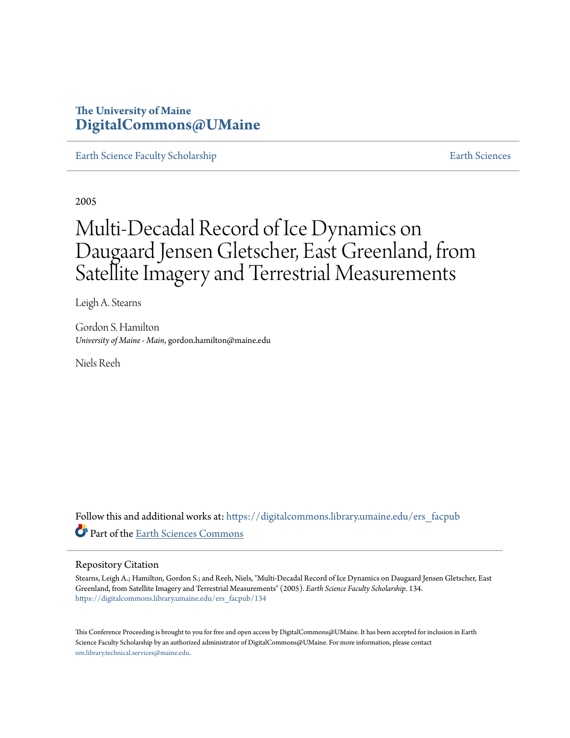The University of Maine
**DigitalCommons@UMaine**

Earth Science Faculty Scholarship — Earth Sciences

2005

# Multi-Decadal Record of Ice Dynamics on Daugaard Jensen Gletscher, East Greenland, from Satellite Imagery and Terrestrial Measurements

Leigh A. Stearns

Gordon S. Hamilton
*University of Maine - Main*, gordon.hamilton@maine.edu

Niels Reeh

Follow this and additional works at: https://digitalcommons.library.umaine.edu/ers_facpub

Part of the Earth Sciences Commons

## Repository Citation

Stearns, Leigh A.; Hamilton, Gordon S.; and Reeh, Niels, "Multi-Decadal Record of Ice Dynamics on Daugaard Jensen Gletscher, East Greenland, from Satellite Imagery and Terrestrial Measurements" (2005). *Earth Science Faculty Scholarship*. 134.
https://digitalcommons.library.umaine.edu/ers_facpub/134

This Conference Proceeding is brought to you for free and open access by DigitalCommons@UMaine. It has been accepted for inclusion in Earth Science Faculty Scholarship by an authorized administrator of DigitalCommons@UMaine. For more information, please contact um.library.technical.services@maine.edu.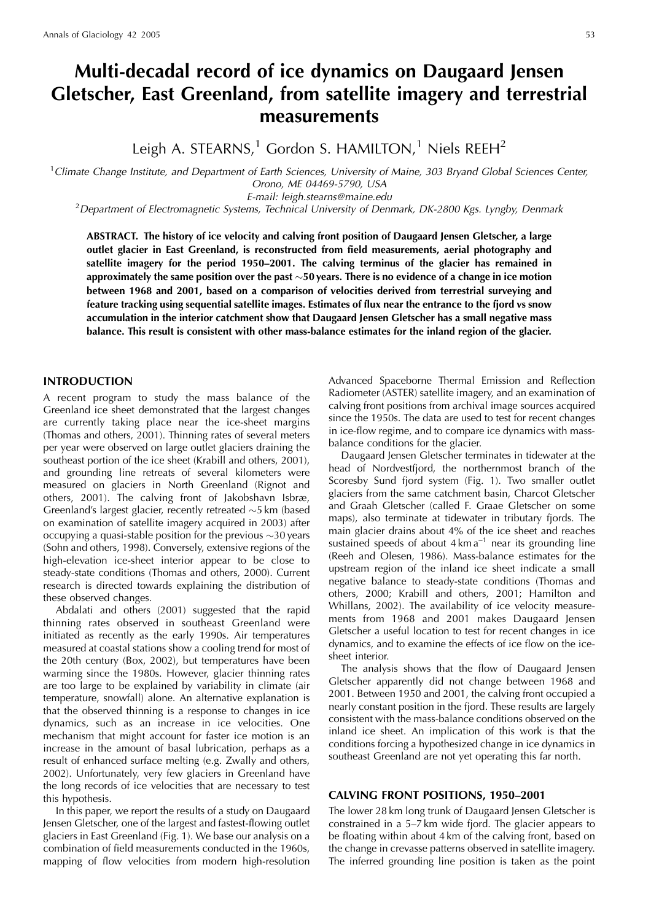# Multi-decadal record of ice dynamics on Daugaard Jensen Gletscher, East Greenland, from satellite imagery and terrestrial measurements

Leigh A. STEARNS,[1] Gordon S. HAMILTON,[1] Niels REEH[2]

[1]*Climate Change Institute, and Department of Earth Sciences, University of Maine, 303 Bryand Global Sciences Center, Orono, ME 04469-5790, USA*
*E-mail: leigh.stearns@maine.edu*
[2]*Department of Electromagnetic Systems, Technical University of Denmark, DK-2800 Kgs. Lyngby, Denmark*

**ABSTRACT. The history of ice velocity and calving front position of Daugaard Jensen Gletscher, a large outlet glacier in East Greenland, is reconstructed from field measurements, aerial photography and satellite imagery for the period 1950–2001. The calving terminus of the glacier has remained in approximately the same position over the past ~50 years. There is no evidence of a change in ice motion between 1968 and 2001, based on a comparison of velocities derived from terrestrial surveying and feature tracking using sequential satellite images. Estimates of flux near the entrance to the fjord vs snow accumulation in the interior catchment show that Daugaard Jensen Gletscher has a small negative mass balance. This result is consistent with other mass-balance estimates for the inland region of the glacier.**

## INTRODUCTION

A recent program to study the mass balance of the Greenland ice sheet demonstrated that the largest changes are currently taking place near the ice-sheet margins (Thomas and others, 2001). Thinning rates of several meters per year were observed on large outlet glaciers draining the southeast portion of the ice sheet (Krabill and others, 2001), and grounding line retreats of several kilometers were measured on glaciers in North Greenland (Rignot and others, 2001). The calving front of Jakobshavn Isbræ, Greenland's largest glacier, recently retreated ~5 km (based on examination of satellite imagery acquired in 2003) after occupying a quasi-stable position for the previous ~30 years (Sohn and others, 1998). Conversely, extensive regions of the high-elevation ice-sheet interior appear to be close to steady-state conditions (Thomas and others, 2000). Current research is directed towards explaining the distribution of these observed changes.

Abdalati and others (2001) suggested that the rapid thinning rates observed in southeast Greenland were initiated as recently as the early 1990s. Air temperatures measured at coastal stations show a cooling trend for most of the 20th century (Box, 2002), but temperatures have been warming since the 1980s. However, glacier thinning rates are too large to be explained by variability in climate (air temperature, snowfall) alone. An alternative explanation is that the observed thinning is a response to changes in ice dynamics, such as an increase in ice velocities. One mechanism that might account for faster ice motion is an increase in the amount of basal lubrication, perhaps as a result of enhanced surface melting (e.g. Zwally and others, 2002). Unfortunately, very few glaciers in Greenland have the long records of ice velocities that are necessary to test this hypothesis.

In this paper, we report the results of a study on Daugaard Jensen Gletscher, one of the largest and fastest-flowing outlet glaciers in East Greenland (Fig. 1). We base our analysis on a combination of field measurements conducted in the 1960s, mapping of flow velocities from modern high-resolution Advanced Spaceborne Thermal Emission and Reflection Radiometer (ASTER) satellite imagery, and an examination of calving front positions from archival image sources acquired since the 1950s. The data are used to test for recent changes in ice-flow regime, and to compare ice dynamics with mass-balance conditions for the glacier.

Daugaard Jensen Gletscher terminates in tidewater at the head of Nordvestfjord, the northernmost branch of the Scoresby Sund fjord system (Fig. 1). Two smaller outlet glaciers from the same catchment basin, Charcot Gletscher and Graah Gletscher (called F. Graae Gletscher on some maps), also terminate at tidewater in tributary fjords. The main glacier drains about 4% of the ice sheet and reaches sustained speeds of about 4 km a$^{-1}$ near its grounding line (Reeh and Olesen, 1986). Mass-balance estimates for the upstream region of the inland ice sheet indicate a small negative balance to steady-state conditions (Thomas and others, 2000; Krabill and others, 2001; Hamilton and Whillans, 2002). The availability of ice velocity measurements from 1968 and 2001 makes Daugaard Jensen Gletscher a useful location to test for recent changes in ice dynamics, and to examine the effects of ice flow on the ice-sheet interior.

The analysis shows that the flow of Daugaard Jensen Gletscher apparently did not change between 1968 and 2001. Between 1950 and 2001, the calving front occupied a nearly constant position in the fjord. These results are largely consistent with the mass-balance conditions observed on the inland ice sheet. An implication of this work is that the conditions forcing a hypothesized change in ice dynamics in southeast Greenland are not yet operating this far north.

## CALVING FRONT POSITIONS, 1950–2001

The lower 28 km long trunk of Daugaard Jensen Gletscher is constrained in a 5–7 km wide fjord. The glacier appears to be floating within about 4 km of the calving front, based on the change in crevasse patterns observed in satellite imagery. The inferred grounding line position is taken as the point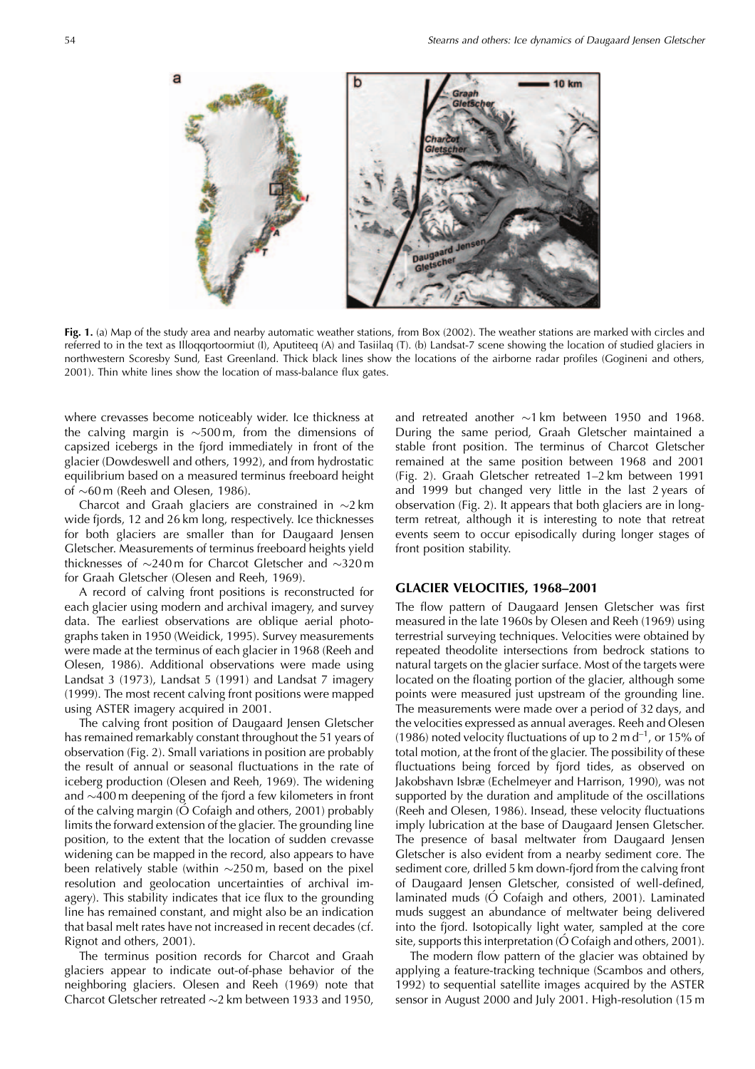**Fig. 1.** (a) Map of the study area and nearby automatic weather stations, from Box (2002). The weather stations are marked with circles and referred to in the text as Illoqqortoormiut (I), Aputiteeq (A) and Tasiilaq (T). (b) Landsat-7 scene showing the location of studied glaciers in northwestern Scoresby Sund, East Greenland. Thick black lines show the locations of the airborne radar profiles (Gogineni and others, 2001). Thin white lines show the location of mass-balance flux gates.

where crevasses become noticeably wider. Ice thickness at the calving margin is ~500 m, from the dimensions of capsized icebergs in the fjord immediately in front of the glacier (Dowdeswell and others, 1992), and from hydrostatic equilibrium based on a measured terminus freeboard height of ~60 m (Reeh and Olesen, 1986).

Charcot and Graah glaciers are constrained in ~2 km wide fjords, 12 and 26 km long, respectively. Ice thicknesses for both glaciers are smaller than for Daugaard Jensen Gletscher. Measurements of terminus freeboard heights yield thicknesses of ~240 m for Charcot Gletscher and ~320 m for Graah Gletscher (Olesen and Reeh, 1969).

A record of calving front positions is reconstructed for each glacier using modern and archival imagery, and survey data. The earliest observations are oblique aerial photographs taken in 1950 (Weidick, 1995). Survey measurements were made at the terminus of each glacier in 1968 (Reeh and Olesen, 1986). Additional observations were made using Landsat 3 (1973), Landsat 5 (1991) and Landsat 7 imagery (1999). The most recent calving front positions were mapped using ASTER imagery acquired in 2001.

The calving front position of Daugaard Jensen Gletscher has remained remarkably constant throughout the 51 years of observation (Fig. 2). Small variations in position are probably the result of annual or seasonal fluctuations in the rate of iceberg production (Olesen and Reeh, 1969). The widening and ~400 m deepening of the fjord a few kilometers in front of the calving margin (Ó Cofaigh and others, 2001) probably limits the forward extension of the glacier. The grounding line position, to the extent that the location of sudden crevasse widening can be mapped in the record, also appears to have been relatively stable (within ~250 m, based on the pixel resolution and geolocation uncertainties of archival imagery). This stability indicates that ice flux to the grounding line has remained constant, and might also be an indication that basal melt rates have not increased in recent decades (cf. Rignot and others, 2001).

The terminus position records for Charcot and Graah glaciers appear to indicate out-of-phase behavior of the neighboring glaciers. Olesen and Reeh (1969) note that Charcot Gletscher retreated ~2 km between 1933 and 1950, and retreated another ~1 km between 1950 and 1968. During the same period, Graah Gletscher maintained a stable front position. The terminus of Charcot Gletscher remained at the same position between 1968 and 2001 (Fig. 2). Graah Gletscher retreated 1–2 km between 1991 and 1999 but changed very little in the last 2 years of observation (Fig. 2). It appears that both glaciers are in long-term retreat, although it is interesting to note that retreat events seem to occur episodically during longer stages of front position stability.

## GLACIER VELOCITIES, 1968–2001

The flow pattern of Daugaard Jensen Gletscher was first measured in the late 1960s by Olesen and Reeh (1969) using terrestrial surveying techniques. Velocities were obtained by repeated theodolite intersections from bedrock stations to natural targets on the glacier surface. Most of the targets were located on the floating portion of the glacier, although some points were measured just upstream of the grounding line. The measurements were made over a period of 32 days, and the velocities expressed as annual averages. Reeh and Olesen (1986) noted velocity fluctuations of up to 2 m d$^{-1}$, or 15% of total motion, at the front of the glacier. The possibility of these fluctuations being forced by fjord tides, as observed on Jakobshavn Isbræ (Echelmeyer and Harrison, 1990), was not supported by the duration and amplitude of the oscillations (Reeh and Olesen, 1986). Insead, these velocity fluctuations imply lubrication at the base of Daugaard Jensen Gletscher. The presence of basal meltwater from Daugaard Jensen Gletscher is also evident from a nearby sediment core. The sediment core, drilled 5 km down-fjord from the calving front of Daugaard Jensen Gletscher, consisted of well-defined, laminated muds (Ó Cofaigh and others, 2001). Laminated muds suggest an abundance of meltwater being delivered into the fjord. Isotopically light water, sampled at the core site, supports this interpretation (Ó Cofaigh and others, 2001).

The modern flow pattern of the glacier was obtained by applying a feature-tracking technique (Scambos and others, 1992) to sequential satellite images acquired by the ASTER sensor in August 2000 and July 2001. High-resolution (15 m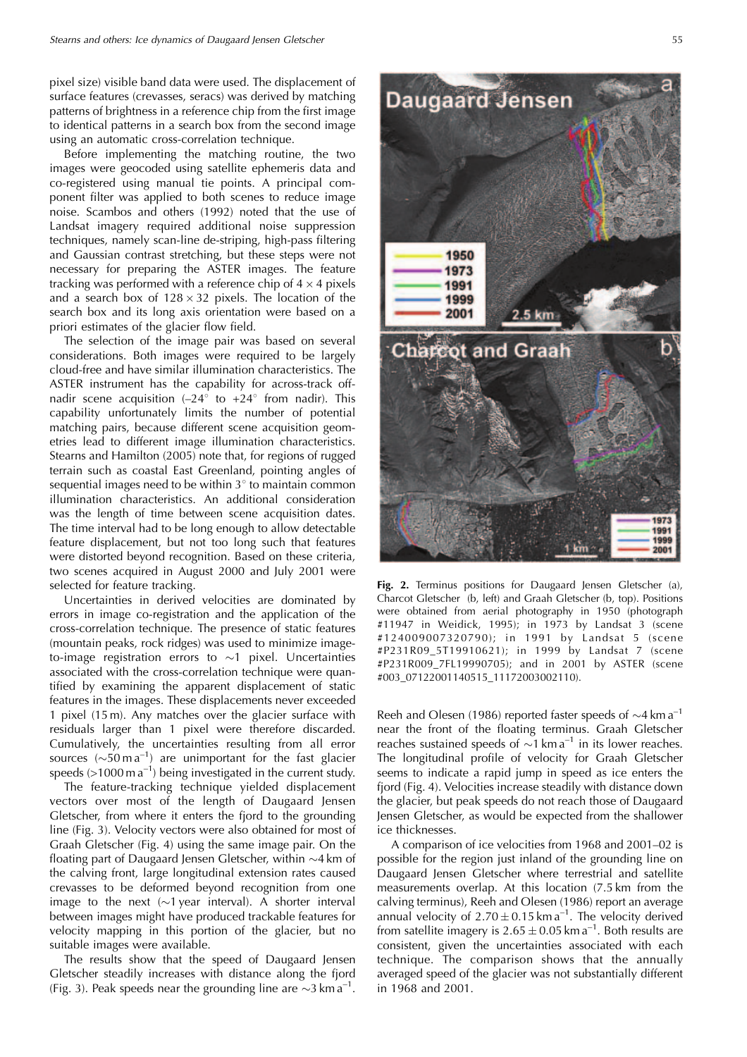pixel size) visible band data were used. The displacement of surface features (crevasses, seracs) was derived by matching patterns of brightness in a reference chip from the first image to identical patterns in a search box from the second image using an automatic cross-correlation technique.

Before implementing the matching routine, the two images were geocoded using satellite ephemeris data and co-registered using manual tie points. A principal component filter was applied to both scenes to reduce image noise. Scambos and others (1992) noted that the use of Landsat imagery required additional noise suppression techniques, namely scan-line de-striping, high-pass filtering and Gaussian contrast stretching, but these steps were not necessary for preparing the ASTER images. The feature tracking was performed with a reference chip of $4 \times 4$ pixels and a search box of $128 \times 32$ pixels. The location of the search box and its long axis orientation were based on a priori estimates of the glacier flow field.

The selection of the image pair was based on several considerations. Both images were required to be largely cloud-free and have similar illumination characteristics. The ASTER instrument has the capability for across-track off-nadir scene acquisition (–24° to +24° from nadir). This capability unfortunately limits the number of potential matching pairs, because different scene acquisition geometries lead to different image illumination characteristics. Stearns and Hamilton (2005) note that, for regions of rugged terrain such as coastal East Greenland, pointing angles of sequential images need to be within 3° to maintain common illumination characteristics. An additional consideration was the length of time between scene acquisition dates. The time interval had to be long enough to allow detectable feature displacement, but not too long such that features were distorted beyond recognition. Based on these criteria, two scenes acquired in August 2000 and July 2001 were selected for feature tracking.

Uncertainties in derived velocities are dominated by errors in image co-registration and the application of the cross-correlation technique. The presence of static features (mountain peaks, rock ridges) was used to minimize image-to-image registration errors to ~1 pixel. Uncertainties associated with the cross-correlation technique were quantified by examining the apparent displacement of static features in the images. These displacements never exceeded 1 pixel (15 m). Any matches over the glacier surface with residuals larger than 1 pixel were therefore discarded. Cumulatively, the uncertainties resulting from all error sources (~50 m a$^{-1}$) are unimportant for the fast glacier speeds (>1000 m a$^{-1}$) being investigated in the current study.

The feature-tracking technique yielded displacement vectors over most of the length of Daugaard Jensen Gletscher, from where it enters the fjord to the grounding line (Fig. 3). Velocity vectors were also obtained for most of Graah Gletscher (Fig. 4) using the same image pair. On the floating part of Daugaard Jensen Gletscher, within ~4 km of the calving front, large longitudinal extension rates caused crevasses to be deformed beyond recognition from one image to the next (~1 year interval). A shorter interval between images might have produced trackable features for velocity mapping in this portion of the glacier, but no suitable images were available.

The results show that the speed of Daugaard Jensen Gletscher steadily increases with distance along the fjord (Fig. 3). Peak speeds near the grounding line are ~3 km a$^{-1}$.

**Fig. 2.** Terminus positions for Daugaard Jensen Gletscher (a), Charcot Gletscher (b, left) and Graah Gletscher (b, top). Positions were obtained from aerial photography in 1950 (photograph #11947 in Weidick, 1995); in 1973 by Landsat 3 (scene #124009007320790); in 1991 by Landsat 5 (scene #P231R09_5T19910621); in 1999 by Landsat 7 (scene #P231R009_7FL19990705); and in 2001 by ASTER (scene #003_07122001140515_11172003002110).

Reeh and Olesen (1986) reported faster speeds of ~4 km a$^{-1}$ near the front of the floating terminus. Graah Gletscher reaches sustained speeds of ~1 km a$^{-1}$ in its lower reaches. The longitudinal profile of velocity for Graah Gletscher seems to indicate a rapid jump in speed as ice enters the fjord (Fig. 4). Velocities increase steadily with distance down the glacier, but peak speeds do not reach those of Daugaard Jensen Gletscher, as would be expected from the shallower ice thicknesses.

A comparison of ice velocities from 1968 and 2001–02 is possible for the region just inland of the grounding line on Daugaard Jensen Gletscher where terrestrial and satellite measurements overlap. At this location (7.5 km from the calving terminus), Reeh and Olesen (1986) report an average annual velocity of $2.70 \pm 0.15$ km a$^{-1}$. The velocity derived from satellite imagery is $2.65 \pm 0.05$ km a$^{-1}$. Both results are consistent, given the uncertainties associated with each technique. The comparison shows that the annually averaged speed of the glacier was not substantially different in 1968 and 2001.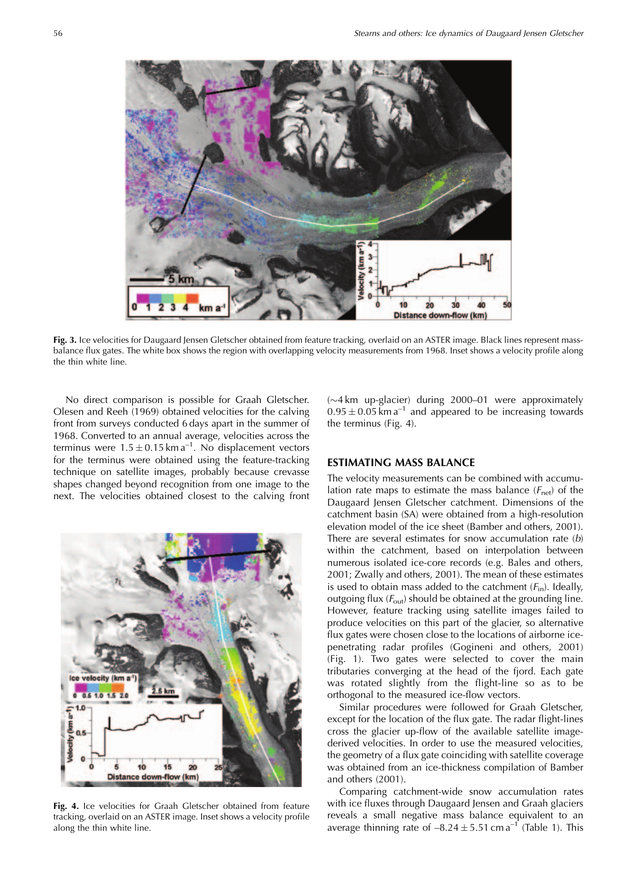**Fig. 3.** Ice velocities for Daugaard Jensen Gletscher obtained from feature tracking, overlaid on an ASTER image. Black lines represent mass-balance flux gates. The white box shows the region with overlapping velocity measurements from 1968. Inset shows a velocity profile along the thin white line.

No direct comparison is possible for Graah Gletscher. Olesen and Reeh (1969) obtained velocities for the calving front from surveys conducted 6 days apart in the summer of 1968. Converted to an annual average, velocities across the terminus were $1.5 \pm 0.15$ km a$^{-1}$. No displacement vectors for the terminus were obtained using the feature-tracking technique on satellite images, probably because crevasse shapes changed beyond recognition from one image to the next. The velocities obtained closest to the calving front (~4 km up-glacier) during 2000–01 were approximately $0.95 \pm 0.05$ km a$^{-1}$ and appeared to be increasing towards the terminus (Fig. 4).

**Fig. 4.** Ice velocities for Graah Gletscher obtained from feature tracking, overlaid on an ASTER image. Inset shows a velocity profile along the thin white line.

## ESTIMATING MASS BALANCE

The velocity measurements can be combined with accumulation rate maps to estimate the mass balance ($F_{\text{net}}$) of the Daugaard Jensen Gletscher catchment. Dimensions of the catchment basin (SA) were obtained from a high-resolution elevation model of the ice sheet (Bamber and others, 2001). There are several estimates for snow accumulation rate ($b$) within the catchment, based on interpolation between numerous isolated ice-core records (e.g. Bales and others, 2001; Zwally and others, 2001). The mean of these estimates is used to obtain mass added to the catchment ($F_{\text{in}}$). Ideally, outgoing flux ($F_{\text{out}}$) should be obtained at the grounding line. However, feature tracking using satellite images failed to produce velocities on this part of the glacier, so alternative flux gates were chosen close to the locations of airborne ice-penetrating radar profiles (Gogineni and others, 2001) (Fig. 1). Two gates were selected to cover the main tributaries converging at the head of the fjord. Each gate was rotated slightly from the flight-line so as to be orthogonal to the measured ice-flow vectors.

Similar procedures were followed for Graah Gletscher, except for the location of the flux gate. The radar flight-lines cross the glacier up-flow of the available satellite image-derived velocities. In order to use the measured velocities, the geometry of a flux gate coinciding with satellite coverage was obtained from an ice-thickness compilation of Bamber and others (2001).

Comparing catchment-wide snow accumulation rates with ice fluxes through Daugaard Jensen and Graah glaciers reveals a small negative mass balance equivalent to an average thinning rate of $-8.24 \pm 5.51$ cm a$^{-1}$ (Table 1). This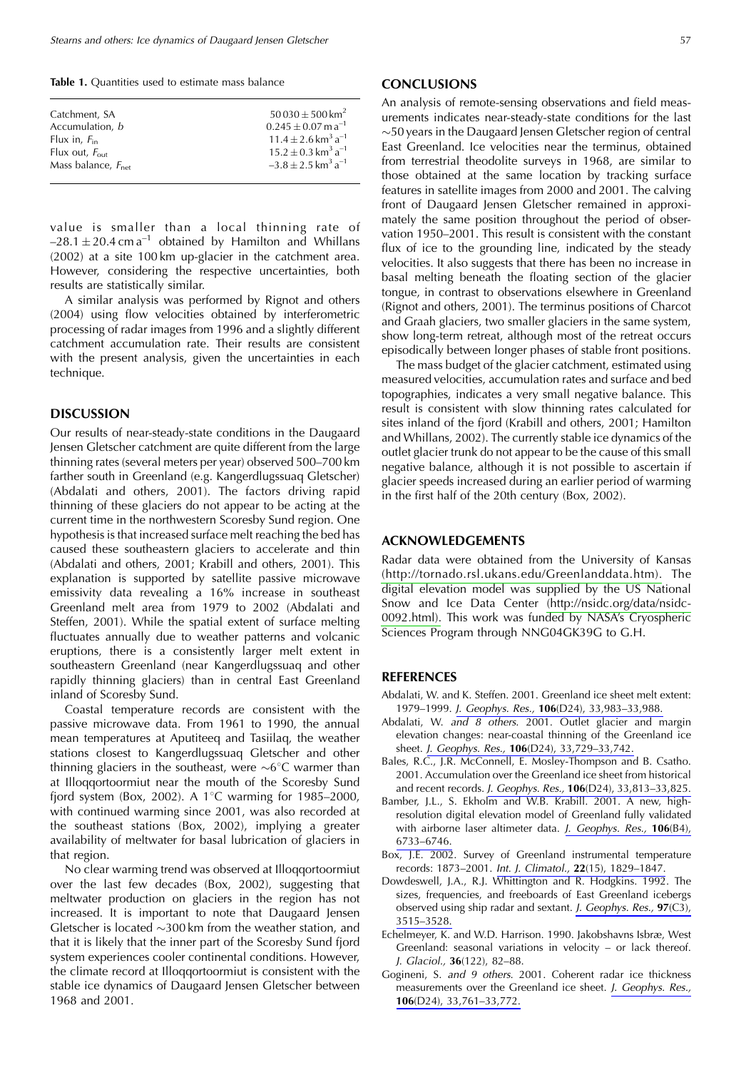**Table 1.** Quantities used to estimate mass balance

| | |
|---|---|
| Catchment, SA | $50\,030 \pm 500\,\text{km}^2$ |
| Accumulation, $b$ | $0.245 \pm 0.07\,\text{m}\,\text{a}^{-1}$ |
| Flux in, $F_{\text{in}}$ | $11.4 \pm 2.6\,\text{km}^3\,\text{a}^{-1}$ |
| Flux out, $F_{\text{out}}$ | $15.2 \pm 0.3\,\text{km}^3\,\text{a}^{-1}$ |
| Mass balance, $F_{\text{net}}$ | $-3.8 \pm 2.5\,\text{km}^3\,\text{a}^{-1}$ |

value is smaller than a local thinning rate of $-28.1 \pm 20.4\,\text{cm}\,\text{a}^{-1}$ obtained by Hamilton and Whillans (2002) at a site 100 km up-glacier in the catchment area. However, considering the respective uncertainties, both results are statistically similar.

A similar analysis was performed by Rignot and others (2004) using flow velocities obtained by interferometric processing of radar images from 1996 and a slightly different catchment accumulation rate. Their results are consistent with the present analysis, given the uncertainties in each technique.

## DISCUSSION

Our results of near-steady-state conditions in the Daugaard Jensen Gletscher catchment are quite different from the large thinning rates (several meters per year) observed 500–700 km farther south in Greenland (e.g. Kangerdlugssuaq Gletscher) (Abdalati and others, 2001). The factors driving rapid thinning of these glaciers do not appear to be acting at the current time in the northwestern Scoresby Sund region. One hypothesis is that increased surface melt reaching the bed has caused these southeastern glaciers to accelerate and thin (Abdalati and others, 2001; Krabill and others, 2001). This explanation is supported by satellite passive microwave emissivity data revealing a 16% increase in southeast Greenland melt area from 1979 to 2002 (Abdalati and Steffen, 2001). While the spatial extent of surface melting fluctuates annually due to weather patterns and volcanic eruptions, there is a consistently larger melt extent in southeastern Greenland (near Kangerdlugssuaq and other rapidly thinning glaciers) than in central East Greenland inland of Scoresby Sund.

Coastal temperature records are consistent with the passive microwave data. From 1961 to 1990, the annual mean temperatures at Aputiteeq and Tasiilaq, the weather stations closest to Kangerdlugssuaq Gletscher and other thinning glaciers in the southeast, were ~6°C warmer than at Illoqqortoormiut near the mouth of the Scoresby Sund fjord system (Box, 2002). A 1°C warming for 1985–2000, with continued warming since 2001, was also recorded at the southeast stations (Box, 2002), implying a greater availability of meltwater for basal lubrication of glaciers in that region.

No clear warming trend was observed at Illoqqortoormiut over the last few decades (Box, 2002), suggesting that meltwater production on glaciers in the region has not increased. It is important to note that Daugaard Jensen Gletscher is located ~300 km from the weather station, and that it is likely that the inner part of the Scoresby Sund fjord system experiences cooler continental conditions. However, the climate record at Illoqqortoormiut is consistent with the stable ice dynamics of Daugaard Jensen Gletscher between 1968 and 2001.

## CONCLUSIONS

An analysis of remote-sensing observations and field measurements indicates near-steady-state conditions for the last ~50 years in the Daugaard Jensen Gletscher region of central East Greenland. Ice velocities near the terminus, obtained from terrestrial theodolite surveys in 1968, are similar to those obtained at the same location by tracking surface features in satellite images from 2000 and 2001. The calving front of Daugaard Jensen Gletscher remained in approximately the same position throughout the period of observation 1950–2001. This result is consistent with the constant flux of ice to the grounding line, indicated by the steady velocities. It also suggests that there has been no increase in basal melting beneath the floating section of the glacier tongue, in contrast to observations elsewhere in Greenland (Rignot and others, 2001). The terminus positions of Charcot and Graah glaciers, two smaller glaciers in the same system, show long-term retreat, although most of the retreat occurs episodically between longer phases of stable front positions.

The mass budget of the glacier catchment, estimated using measured velocities, accumulation rates and surface and bed topographies, indicates a very small negative balance. This result is consistent with slow thinning rates calculated for sites inland of the fjord (Krabill and others, 2001; Hamilton and Whillans, 2002). The currently stable ice dynamics of the outlet glacier trunk do not appear to be the cause of this small negative balance, although it is not possible to ascertain if glacier speeds increased during an earlier period of warming in the first half of the 20th century (Box, 2002).

## ACKNOWLEDGEMENTS

Radar data were obtained from the University of Kansas (http://tornado.rsl.ukans.edu/Greenlanddata.htm). The digital elevation model was supplied by the US National Snow and Ice Data Center (http://nsidc.org/data/nsidc-0092.html). This work was funded by NASA's Cryospheric Sciences Program through NNG04GK39G to G.H.

## REFERENCES

Abdalati, W. and K. Steffen. 2001. Greenland ice sheet melt extent: 1979–1999. *J. Geophys. Res.*, **106**(D24), 33,983–33,988.

Abdalati, W. *and 8 others*. 2001. Outlet glacier and margin elevation changes: near-coastal thinning of the Greenland ice sheet. *J. Geophys. Res.*, **106**(D24), 33,729–33,742.

Bales, R.C., J.R. McConnell, E. Mosley-Thompson and B. Csatho. 2001. Accumulation over the Greenland ice sheet from historical and recent records. *J. Geophys. Res.*, **106**(D24), 33,813–33,825.

Bamber, J.L., S. Ekholm and W.B. Krabill. 2001. A new, high-resolution digital elevation model of Greenland fully validated with airborne laser altimeter data. *J. Geophys. Res.*, **106**(B4), 6733–6746.

Box, J.E. 2002. Survey of Greenland instrumental temperature records: 1873–2001. *Int. J. Climatol.*, **22**(15), 1829–1847.

Dowdeswell, J.A., R.J. Whittington and R. Hodgkins. 1992. The sizes, frequencies, and freeboards of East Greenland icebergs observed using ship radar and sextant. *J. Geophys. Res.*, **97**(C3), 3515–3528.

Echelmeyer, K. and W.D. Harrison. 1990. Jakobshavns Isbræ, West Greenland: seasonal variations in velocity – or lack thereof. *J. Glaciol.*, **36**(122), 82–88.

Gogineni, S. *and 9 others*. 2001. Coherent radar ice thickness measurements over the Greenland ice sheet. *J. Geophys. Res.*, **106**(D24), 33,761–33,772.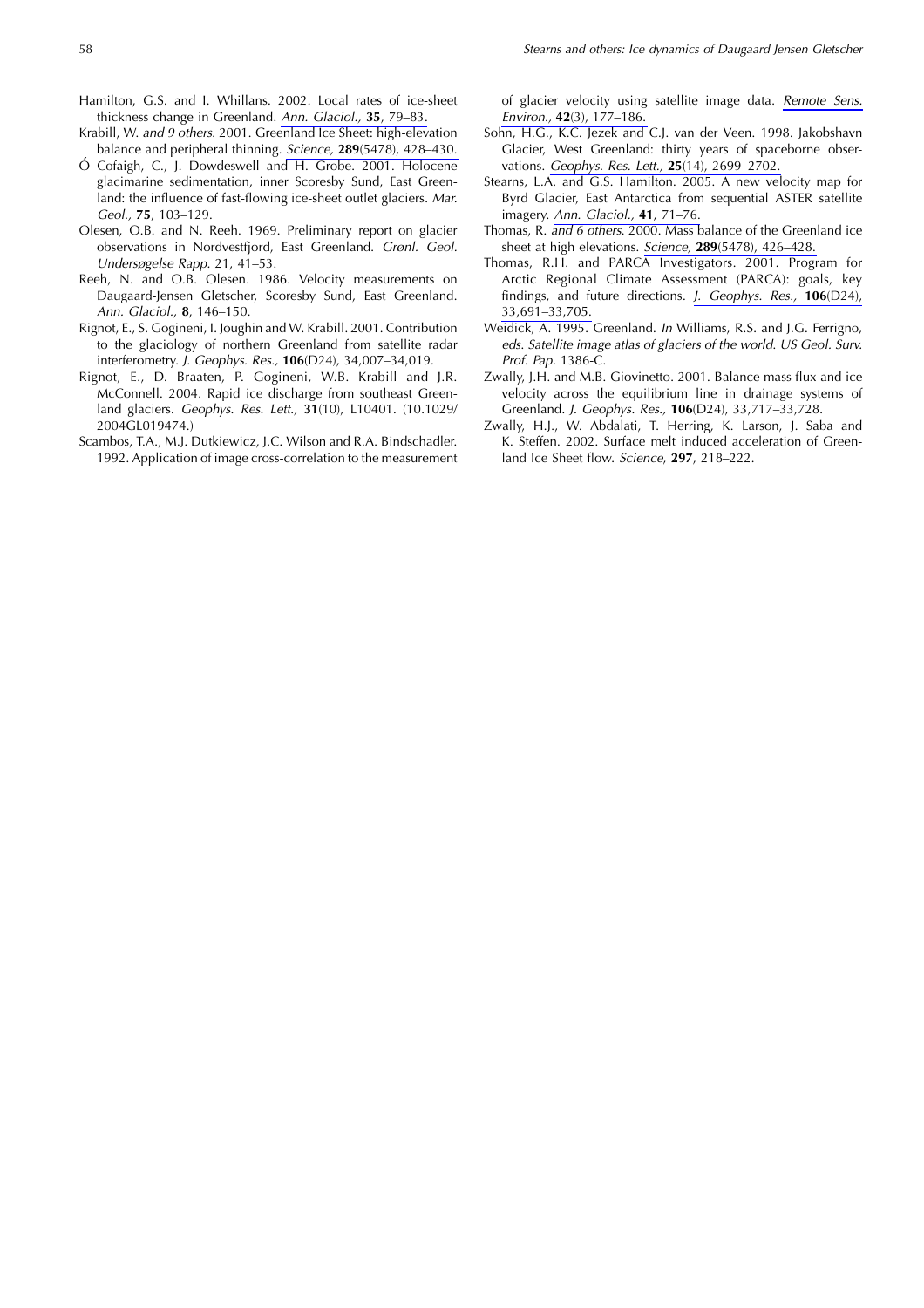Hamilton, G.S. and I. Whillans. 2002. Local rates of ice-sheet thickness change in Greenland. *Ann. Glaciol.,* **35**, 79–83.

Krabill, W. *and 9 others*. 2001. Greenland Ice Sheet: high-elevation balance and peripheral thinning. *Science,* **289**(5478), 428–430.

Ó Cofaigh, C., J. Dowdeswell and H. Grobe. 2001. Holocene glacimarine sedimentation, inner Scoresby Sund, East Greenland: the influence of fast-flowing ice-sheet outlet glaciers. *Mar. Geol.,* **75**, 103–129.

Olesen, O.B. and N. Reeh. 1969. Preliminary report on glacier observations in Nordvestfjord, East Greenland. *Grønl. Geol. Undersøgelse Rapp.* 21, 41–53.

Reeh, N. and O.B. Olesen. 1986. Velocity measurements on Daugaard-Jensen Gletscher, Scoresby Sund, East Greenland. *Ann. Glaciol.,* **8**, 146–150.

Rignot, E., S. Gogineni, I. Joughin and W. Krabill. 2001. Contribution to the glaciology of northern Greenland from satellite radar interferometry. *J. Geophys. Res.,* **106**(D24), 34,007–34,019.

Rignot, E., D. Braaten, P. Gogineni, W.B. Krabill and J.R. McConnell. 2004. Rapid ice discharge from southeast Greenland glaciers. *Geophys. Res. Lett.,* **31**(10), L10401. (10.1029/2004GL019474.)

Scambos, T.A., M.J. Dutkiewicz, J.C. Wilson and R.A. Bindschadler. 1992. Application of image cross-correlation to the measurement of glacier velocity using satellite image data. *Remote Sens. Environ.,* **42**(3), 177–186.

Sohn, H.G., K.C. Jezek and C.J. van der Veen. 1998. Jakobshavn Glacier, West Greenland: thirty years of spaceborne observations. *Geophys. Res. Lett.,* **25**(14), 2699–2702.

Stearns, L.A. and G.S. Hamilton. 2005. A new velocity map for Byrd Glacier, East Antarctica from sequential ASTER satellite imagery. *Ann. Glaciol.,* **41**, 71–76.

Thomas, R. *and 6 others*. 2000. Mass balance of the Greenland ice sheet at high elevations. *Science,* **289**(5478), 426–428.

Thomas, R.H. and PARCA Investigators. 2001. Program for Arctic Regional Climate Assessment (PARCA): goals, key findings, and future directions. *J. Geophys. Res.,* **106**(D24), 33,691–33,705.

Weidick, A. 1995. Greenland. *In* Williams, R.S. and J.G. Ferrigno, *eds. Satellite image atlas of glaciers of the world. US Geol. Surv. Prof. Pap.* 1386-C.

Zwally, J.H. and M.B. Giovinetto. 2001. Balance mass flux and ice velocity across the equilibrium line in drainage systems of Greenland. *J. Geophys. Res.,* **106**(D24), 33,717–33,728.

Zwally, H.J., W. Abdalati, T. Herring, K. Larson, J. Saba and K. Steffen. 2002. Surface melt induced acceleration of Greenland Ice Sheet flow. *Science*, **297**, 218–222.